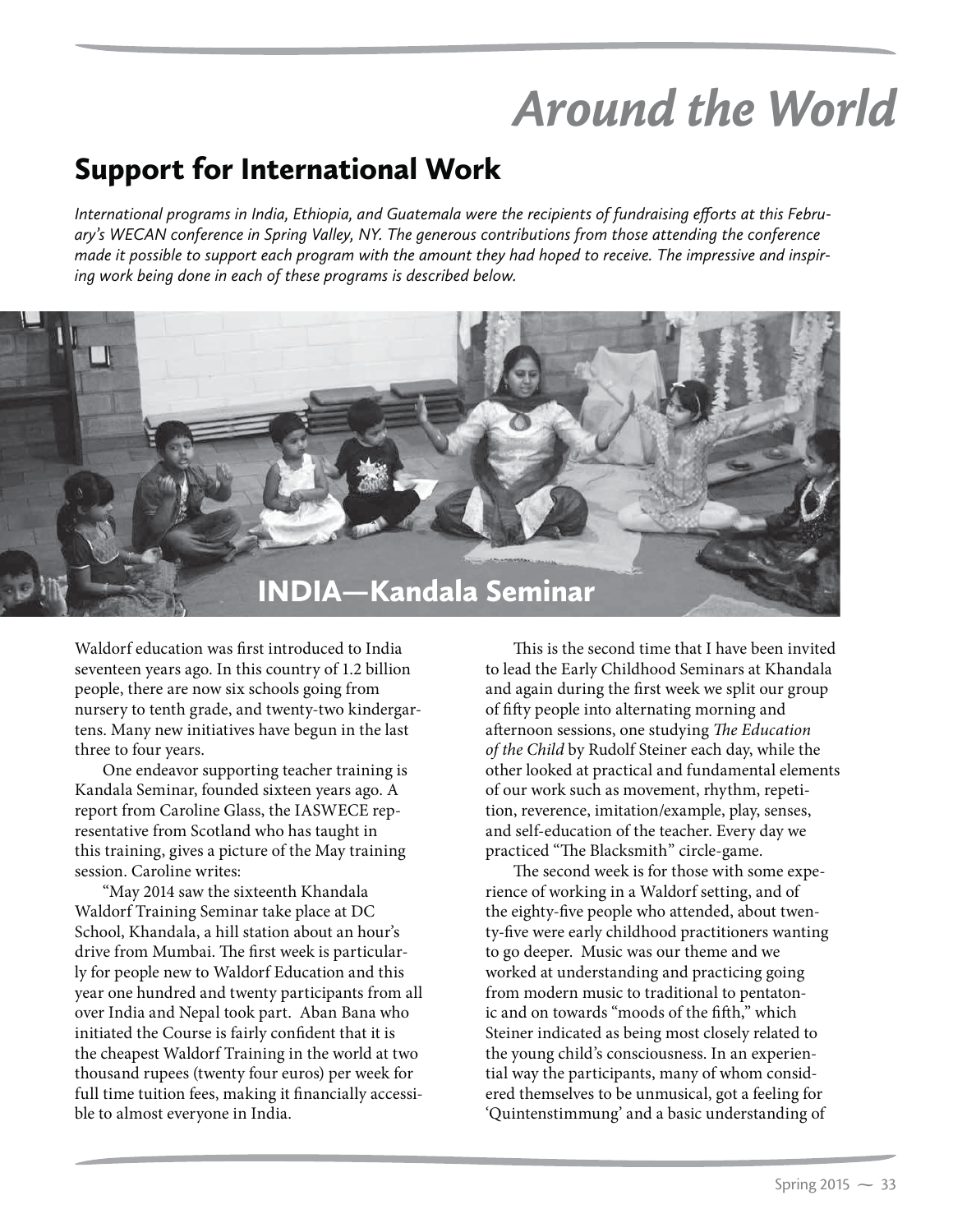# Around the World

## Support for International Work

*International programs in India, Ethiopia, and Guatemala were the recipients of fundraising efforts at this February's WECAN conference in Spring Valley, NY. The generous contributions from those attending the conference made it possible to support each program with the amount they had hoped to receive. The impressive and inspiring work being done in each of these programs is described below.*

### INDIA—Kandala Seminar

Waldorf education was first introduced to India seventeen years ago. In this country of 1.2 billion people, there are now six schools going from nursery to tenth grade, and twenty-two kindergartens. Many new initiatives have begun in the last three to four years.

One endeavor supporting teacher training is Kandala Seminar, founded sixteen years ago. A report from Caroline Glass, the IASWECE representative from Scotland who has taught in this training, gives a picture of the May training session. Caroline writes:

"May 2014 saw the sixteenth Khandala Waldorf Training Seminar take place at DC School, Khandala, a hill station about an hour's drive from Mumbai. The first week is particularly for people new to Waldorf Education and this year one hundred and twenty participants from all over India and Nepal took part. Aban Bana who initiated the Course is fairly confident that it is the cheapest Waldorf Training in the world at two thousand rupees (twenty four euros) per week for full time tuition fees, making it financially accessible to almost everyone in India.

This is the second time that I have been invited to lead the Early Childhood Seminars at Khandala and again during the first week we split our group of fifty people into alternating morning and afternoon sessions, one studying *The Education of the Child* by Rudolf Steiner each day, while the other looked at practical and fundamental elements of our work such as movement, rhythm, repetition, reverence, imitation/example, play, senses, and self-education of the teacher. Every day we practiced "The Blacksmith" circle-game.

The second week is for those with some experience of working in a Waldorf setting, and of the eighty-five people who attended, about twenty-five were early childhood practitioners wanting to go deeper. Music was our theme and we worked at understanding and practicing going from modern music to traditional to pentatonic and on towards "moods of the fifth," which Steiner indicated as being most closely related to the young child's consciousness. In an experiential way the participants, many of whom considered themselves to be unmusical, got a feeling for 'Quintenstimmung' and a basic understanding of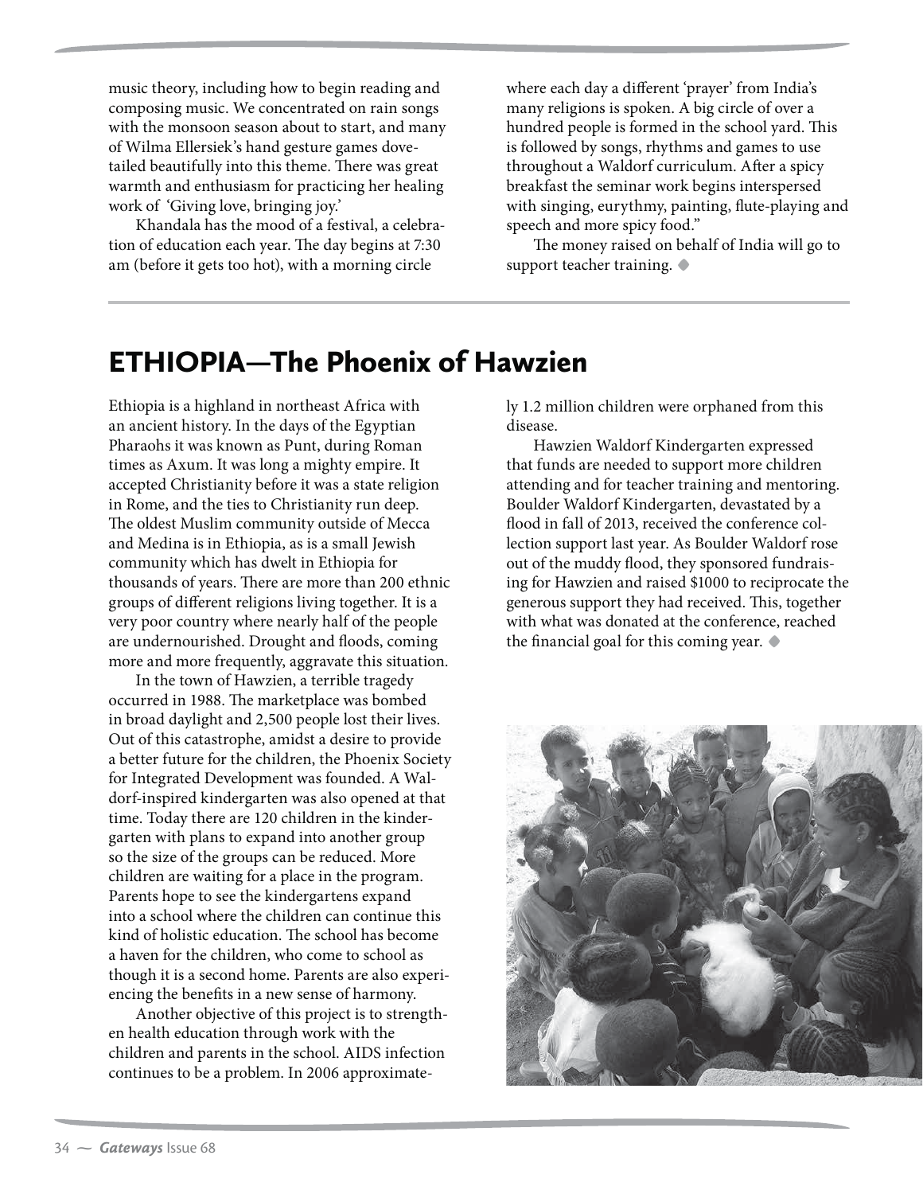music theory, including how to begin reading and composing music. We concentrated on rain songs with the monsoon season about to start, and many of Wilma Ellersiek's hand gesture games dovetailed beautifully into this theme. There was great warmth and enthusiasm for practicing her healing work of 'Giving love, bringing joy.'

Khandala has the mood of a festival, a celebration of education each year. The day begins at 7:30 am (before it gets too hot), with a morning circle where each day a different 'prayer' from India's many religions is spoken. A big circle of over a hundred people is formed in the school yard. This is followed by songs, rhythms and games to use throughout a Waldorf curriculum. After a spicy breakfast the seminar work begins interspersed with singing, eurythmy, painting, flute-playing and speech and more spicy food."

The money raised on behalf of India will go to support teacher training. ◆

## ETHIOPIA—The Phoenix of Hawzien

Ethiopia is a highland in northeast Africa with an ancient history. In the days of the Egyptian Pharaohs it was known as Punt, during Roman times as Axum. It was long a mighty empire. It accepted Christianity before it was a state religion in Rome, and the ties to Christianity run deep. The oldest Muslim community outside of Mecca and Medina is in Ethiopia, as is a small Jewish community which has dwelt in Ethiopia for thousands of years. There are more than 200 ethnic groups of different religions living together. It is a very poor country where nearly half of the people are undernourished. Drought and floods, coming more and more frequently, aggravate this situation.

In the town of Hawzien, a terrible tragedy occurred in 1988. The marketplace was bombed in broad daylight and 2,500 people lost their lives. Out of this catastrophe, amidst a desire to provide a better future for the children, the Phoenix Society for Integrated Development was founded. A Waldorf-inspired kindergarten was also opened at that time. Today there are 120 children in the kindergarten with plans to expand into another group so the size of the groups can be reduced. More children are waiting for a place in the program. Parents hope to see the kindergartens expand into a school where the children can continue this kind of holistic education. The school has become a haven for the children, who come to school as though it is a second home. Parents are also experiencing the benefits in a new sense of harmony.

Another objective of this project is to strengthen health education through work with the children and parents in the school. AIDS infection continues to be a problem. In 2006 approximately 1.2 million children were orphaned from this disease.

Hawzien Waldorf Kindergarten expressed that funds are needed to support more children attending and for teacher training and mentoring. Boulder Waldorf Kindergarten, devastated by a flood in fall of 2013, received the conference collection support last year. As Boulder Waldorf rose out of the muddy flood, they sponsored fundraising for Hawzien and raised $1000 to reciprocate the generous support they had received. This, together with what was donated at the conference, reached the financial goal for this coming year. ◆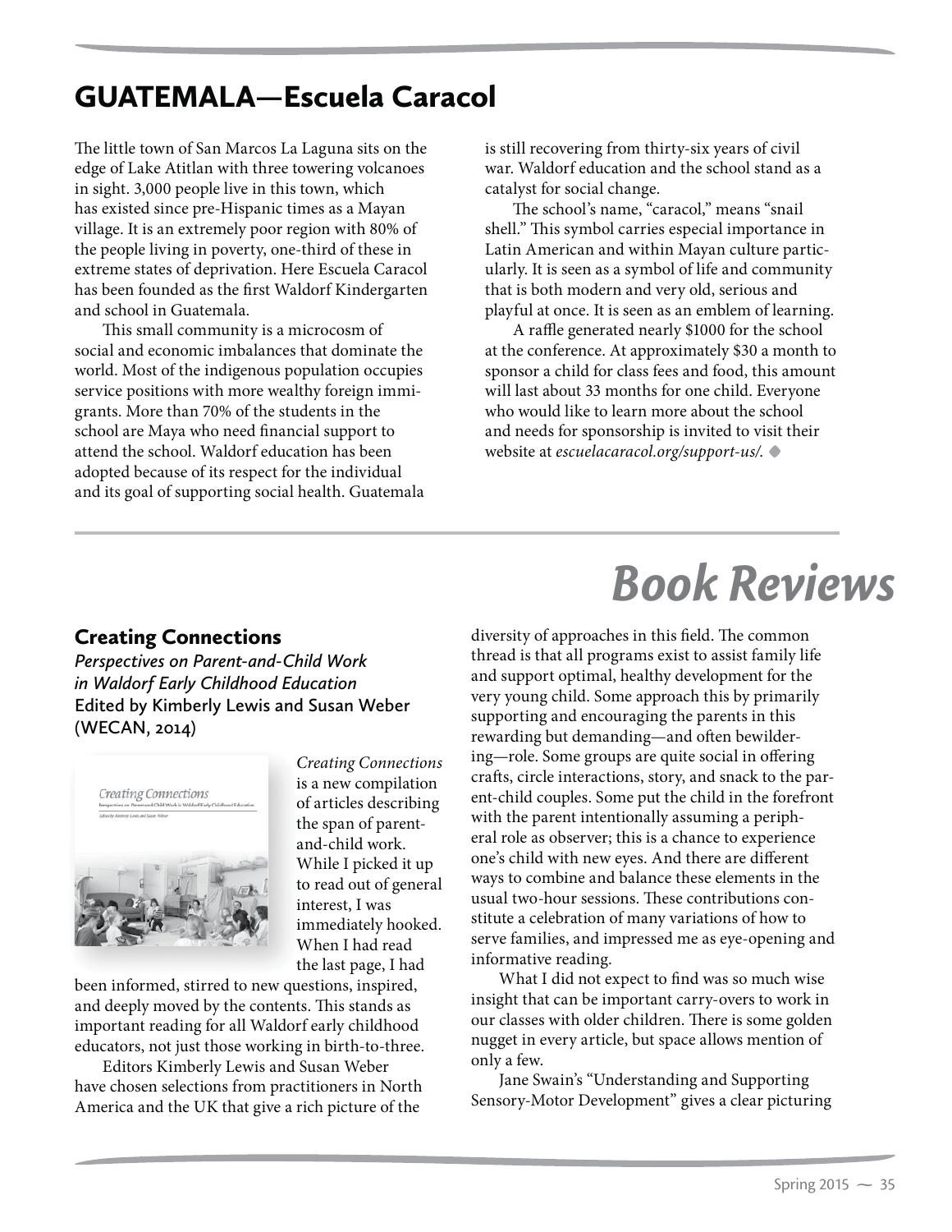## GUATEMALA—Escuela Caracol

The little town of San Marcos La Laguna sits on the edge of Lake Atitlan with three towering volcanoes in sight. 3,000 people live in this town, which has existed since pre-Hispanic times as a Mayan village. It is an extremely poor region with 80% of the people living in poverty, one-third of these in extreme states of deprivation. Here Escuela Caracol has been founded as the first Waldorf Kindergarten and school in Guatemala.

This small community is a microcosm of social and economic imbalances that dominate the world. Most of the indigenous population occupies service positions with more wealthy foreign immigrants. More than 70% of the students in the school are Maya who need financial support to attend the school. Waldorf education has been adopted because of its respect for the individual and its goal of supporting social health. Guatemala is still recovering from thirty-six years of civil war. Waldorf education and the school stand as a catalyst for social change.

The school's name, "caracol," means "snail shell." This symbol carries especial importance in Latin American and within Mayan culture particularly. It is seen as a symbol of life and community that is both modern and very old, serious and playful at once. It is seen as an emblem of learning.

A raffle generated nearly $1000 for the school at the conference. At approximately $30 a month to sponsor a child for class fees and food, this amount will last about 33 months for one child. Everyone who would like to learn more about the school and needs for sponsorship is invited to visit their website at *escuelacaracol.org/support-us/*. ◆

# Book Reviews

### Creating Connections

*Perspectives on Parent-and-Child Work in Waldorf Early Childhood Education*
Edited by Kimberly Lewis and Susan Weber
(WECAN, 2014)

*Creating Connections* is a new compilation of articles describing the span of parent-and-child work. While I picked it up to read out of general interest, I was immediately hooked. When I had read the last page, I had been informed, stirred to new questions, inspired, and deeply moved by the contents. This stands as important reading for all Waldorf early childhood educators, not just those working in birth-to-three.

Editors Kimberly Lewis and Susan Weber have chosen selections from practitioners in North America and the UK that give a rich picture of the diversity of approaches in this field. The common thread is that all programs exist to assist family life and support optimal, healthy development for the very young child. Some approach this by primarily supporting and encouraging the parents in this rewarding but demanding—and often bewildering—role. Some groups are quite social in offering crafts, circle interactions, story, and snack to the parent-child couples. Some put the child in the forefront with the parent intentionally assuming a peripheral role as observer; this is a chance to experience one's child with new eyes. And there are different ways to combine and balance these elements in the usual two-hour sessions. These contributions constitute a celebration of many variations of how to serve families, and impressed me as eye-opening and informative reading.

What I did not expect to find was so much wise insight that can be important carry-overs to work in our classes with older children. There is some golden nugget in every article, but space allows mention of only a few.

Jane Swain's "Understanding and Supporting Sensory-Motor Development" gives a clear picturing